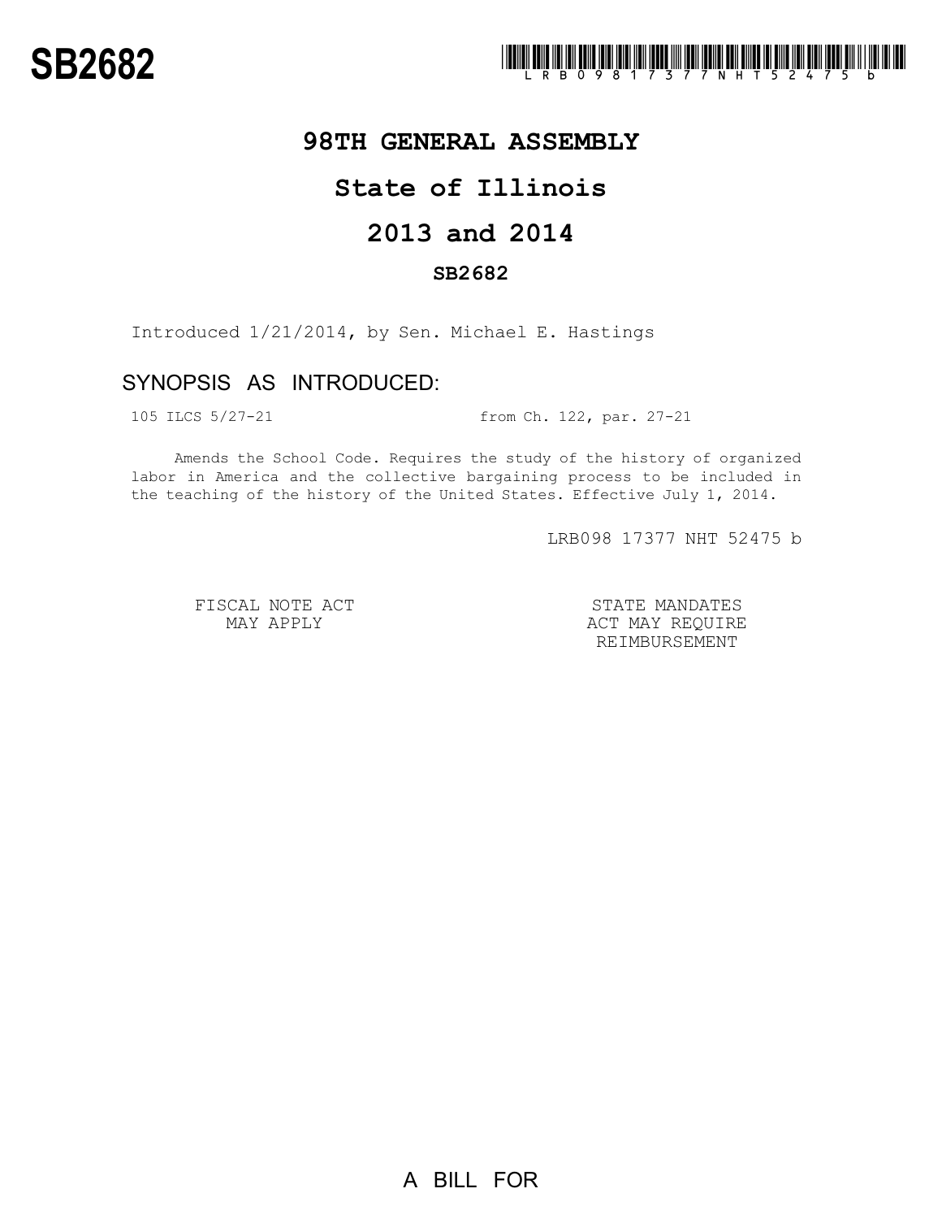# SB2682

LRB098 17377 NHT 52475 b

## 98TH GENERAL ASSEMBLY

## State of Illinois

## 2013 and 2014

### SB2682

Introduced 1/21/2014, by Sen. Michael E. Hastings

### SYNOPSIS AS INTRODUCED:

105 ILCS 5/27-21 from Ch. 122, par. 27-21

Amends the School Code. Requires the study of the history of organized labor in America and the collective bargaining process to be included in the teaching of the history of the United States. Effective July 1, 2014.

LRB098 17377 NHT 52475 b

FISCAL NOTE ACT MAY APPLY

STATE MANDATES ACT MAY REQUIRE REIMBURSEMENT

A BILL FOR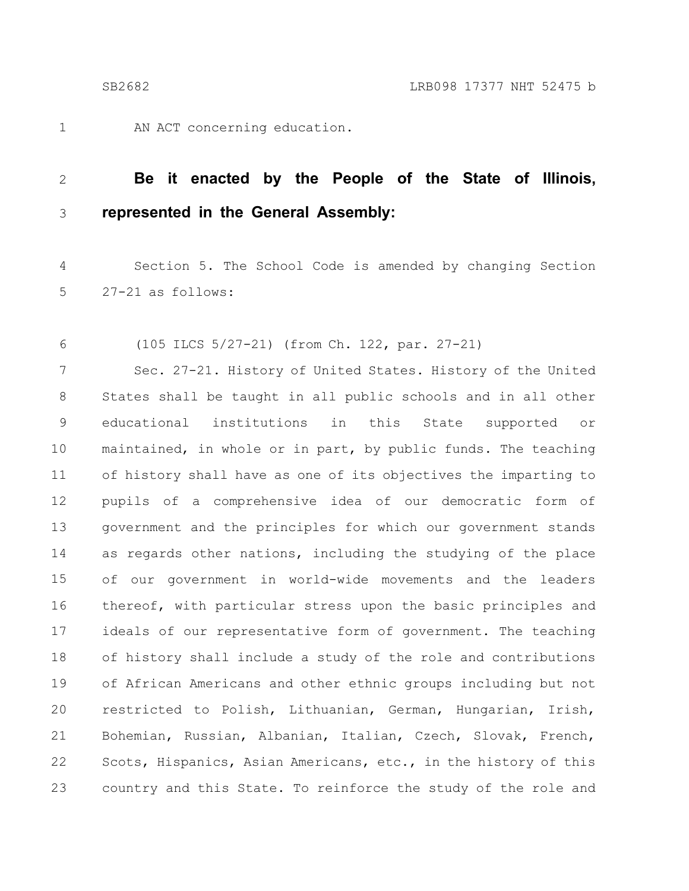AN ACT concerning education.

**Be it enacted by the People of the State of Illinois, represented in the General Assembly:**

Section 5. The School Code is amended by changing Section 27-21 as follows:

(105 ILCS 5/27-21) (from Ch. 122, par. 27-21)

Sec. 27-21. History of United States. History of the United States shall be taught in all public schools and in all other educational institutions in this State supported or maintained, in whole or in part, by public funds. The teaching of history shall have as one of its objectives the imparting to pupils of a comprehensive idea of our democratic form of government and the principles for which our government stands as regards other nations, including the studying of the place of our government in world-wide movements and the leaders thereof, with particular stress upon the basic principles and ideals of our representative form of government. The teaching of history shall include a study of the role and contributions of African Americans and other ethnic groups including but not restricted to Polish, Lithuanian, German, Hungarian, Irish, Bohemian, Russian, Albanian, Italian, Czech, Slovak, French, Scots, Hispanics, Asian Americans, etc., in the history of this country and this State. To reinforce the study of the role and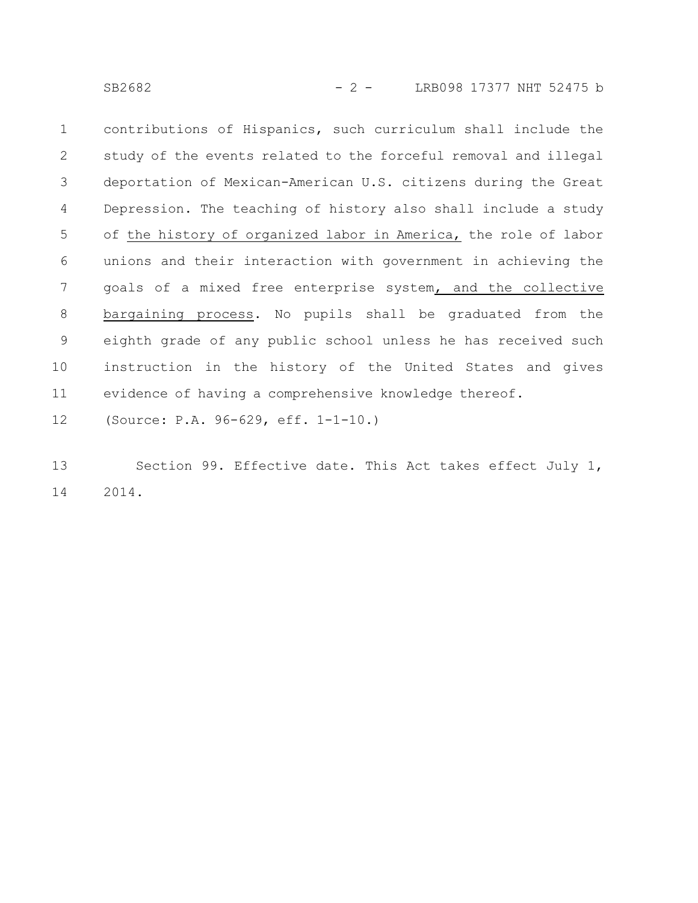contributions of Hispanics, such curriculum shall include the study of the events related to the forceful removal and illegal deportation of Mexican-American U.S. citizens during the Great Depression. The teaching of history also shall include a study of <u>the history of organized labor in America,</u> the role of labor unions and their interaction with government in achieving the goals of a mixed free enterprise system<u>, and the collective bargaining process</u>. No pupils shall be graduated from the eighth grade of any public school unless he has received such instruction in the history of the United States and gives evidence of having a comprehensive knowledge thereof.

(Source: P.A. 96-629, eff. 1-1-10.)

Section 99. Effective date. This Act takes effect July 1, 2014.